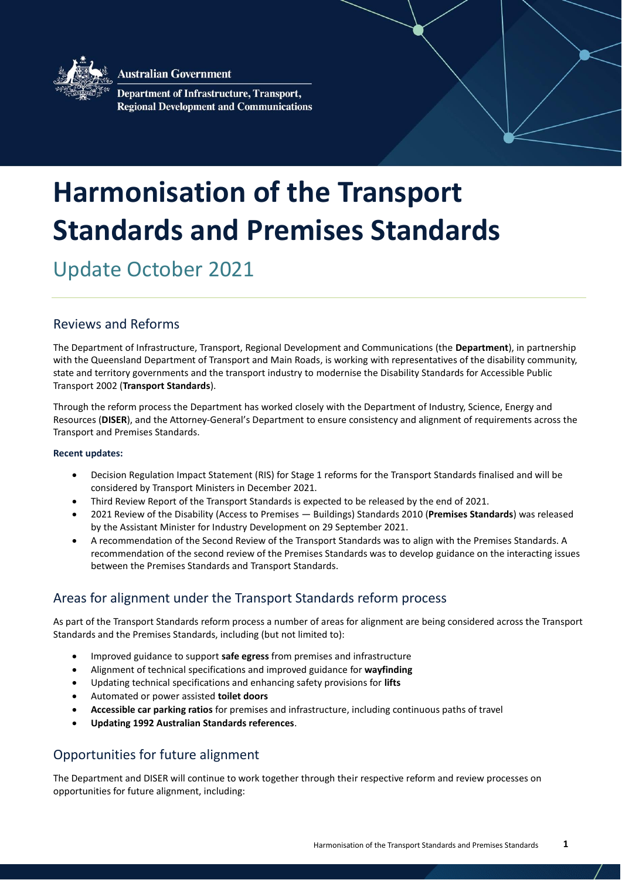Australian Government

Department of Infrastructure, Transport, Regional Development and Communications

# Harmonisation of the Transport Standards and Premises Standards

Update October 2021

## Reviews and Reforms

The Department of Infrastructure, Transport, Regional Development and Communications (the **Department**), in partnership with the Queensland Department of Transport and Main Roads, is working with representatives of the disability community, state and territory governments and the transport industry to modernise the Disability Standards for Accessible Public Transport 2002 (**Transport Standards**).

Through the reform process the Department has worked closely with the Department of Industry, Science, Energy and Resources (**DISER**), and the Attorney-General's Department to ensure consistency and alignment of requirements across the Transport and Premises Standards.

**Recent updates:**

- Decision Regulation Impact Statement (RIS) for Stage 1 reforms for the Transport Standards finalised and will be considered by Transport Ministers in December 2021.
- Third Review Report of the Transport Standards is expected to be released by the end of 2021.
- 2021 Review of the Disability (Access to Premises — Buildings) Standards 2010 (**Premises Standards**) was released by the Assistant Minister for Industry Development on 29 September 2021.
- A recommendation of the Second Review of the Transport Standards was to align with the Premises Standards. A recommendation of the second review of the Premises Standards was to develop guidance on the interacting issues between the Premises Standards and Transport Standards.

## Areas for alignment under the Transport Standards reform process

As part of the Transport Standards reform process a number of areas for alignment are being considered across the Transport Standards and the Premises Standards, including (but not limited to):

- Improved guidance to support **safe egress** from premises and infrastructure
- Alignment of technical specifications and improved guidance for **wayfinding**
- Updating technical specifications and enhancing safety provisions for **lifts**
- Automated or power assisted **toilet doors**
- **Accessible car parking ratios** for premises and infrastructure, including continuous paths of travel
- **Updating 1992 Australian Standards references**.

## Opportunities for future alignment

The Department and DISER will continue to work together through their respective reform and review processes on opportunities for future alignment, including: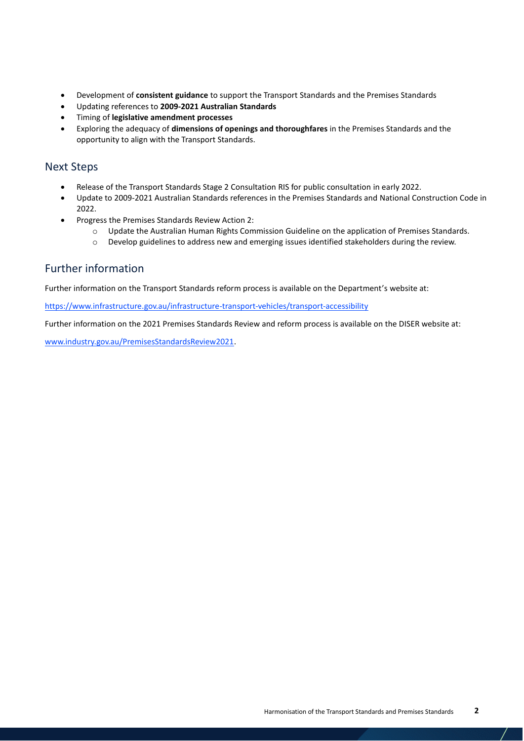- Development of **consistent guidance** to support the Transport Standards and the Premises Standards
- Updating references to **2009-2021 Australian Standards**
- Timing of **legislative amendment processes**
- Exploring the adequacy of **dimensions of openings and thoroughfares** in the Premises Standards and the opportunity to align with the Transport Standards.

## Next Steps

- Release of the Transport Standards Stage 2 Consultation RIS for public consultation in early 2022.
- Update to 2009-2021 Australian Standards references in the Premises Standards and National Construction Code in 2022.
- Progress the Premises Standards Review Action 2:
  - Update the Australian Human Rights Commission Guideline on the application of Premises Standards.
  - Develop guidelines to address new and emerging issues identified stakeholders during the review.

## Further information

Further information on the Transport Standards reform process is available on the Department's website at:

https://www.infrastructure.gov.au/infrastructure-transport-vehicles/transport-accessibility

Further information on the 2021 Premises Standards Review and reform process is available on the DISER website at:

www.industry.gov.au/PremisesStandardsReview2021.